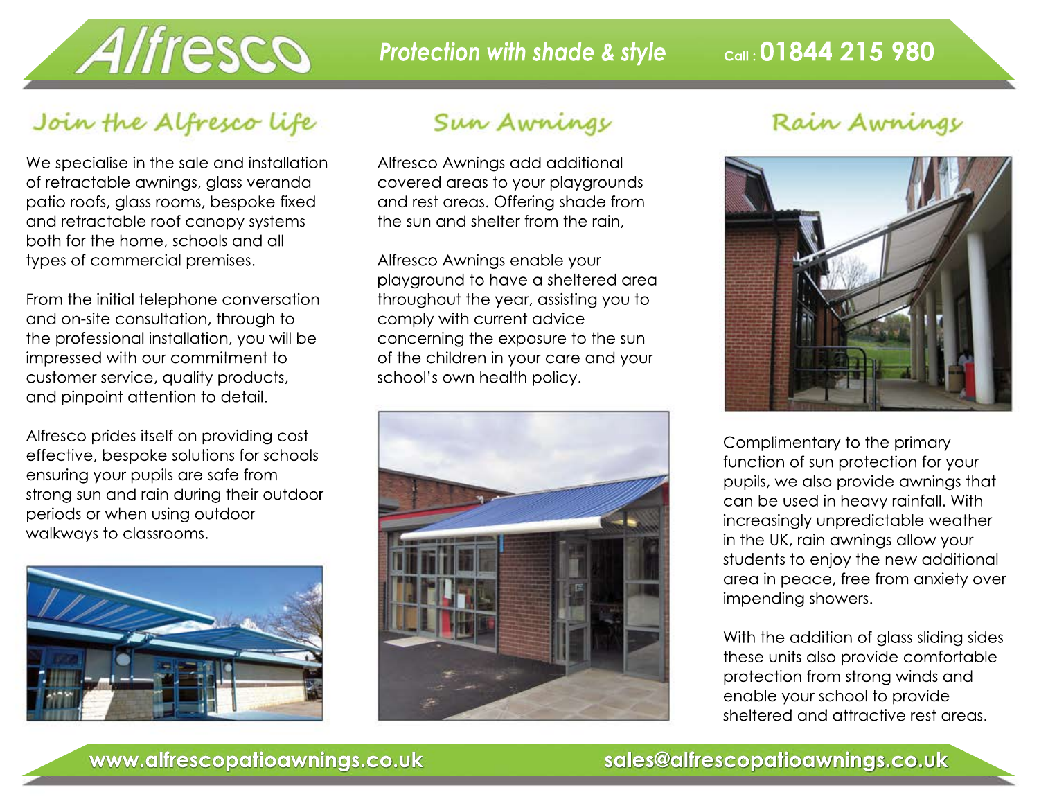# Alfresco

*Protection with shade & style*

Call : **01844 215 980**

## Join the Alfresco life

We specialise in the sale and installation of retractable awnings, glass veranda patio roofs, glass rooms, bespoke fixed and retractable roof canopy systems both for the home, schools and all types of commercial premises.

From the initial telephone conversation and on-site consultation, through to the professional installation, you will be impressed with our commitment to customer service, quality products, and pinpoint attention to detail.

Alfresco prides itself on providing cost effective, bespoke solutions for schools ensuring your pupils are safe from strong sun and rain during their outdoor periods or when using outdoor walkways to classrooms.

## Sun Awnings

Alfresco Awnings add additional covered areas to your playgrounds and rest areas. Offering shade from the sun and shelter from the rain,

Alfresco Awnings enable your playground to have a sheltered area throughout the year, assisting you to comply with current advice concerning the exposure to the sun of the children in your care and your school's own health policy.

## Rain Awnings

Complimentary to the primary function of sun protection for your pupils, we also provide awnings that can be used in heavy rainfall. With increasingly unpredictable weather in the UK, rain awnings allow your students to enjoy the new additional area in peace, free from anxiety over impending showers.

With the addition of glass sliding sides these units also provide comfortable protection from strong winds and enable your school to provide sheltered and attractive rest areas.

**www.alfrescopatioawnings.co.uk** **sales@alfrescopatioawnings.co.uk**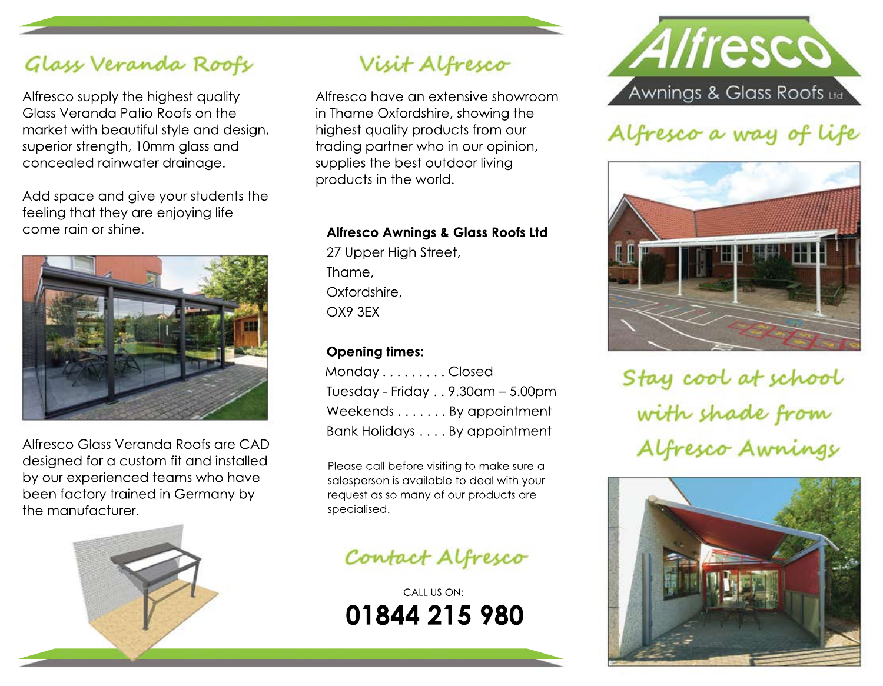## Glass Veranda Roofs

Alfresco supply the highest quality Glass Veranda Patio Roofs on the market with beautiful style and design, superior strength, 10mm glass and concealed rainwater drainage.

Add space and give your students the feeling that they are enjoying life come rain or shine.

Alfresco Glass Veranda Roofs are CAD designed for a custom fit and installed by our experienced teams who have been factory trained in Germany by the manufacturer.

## Visit Alfresco

Alfresco have an extensive showroom in Thame Oxfordshire, showing the highest quality products from our trading partner who in our opinion, supplies the best outdoor living products in the world.

**Alfresco Awnings & Glass Roofs Ltd**
27 Upper High Street,
Thame,
Oxfordshire,
OX9 3EX

**Opening times:**
Monday . . . . . . . . . Closed
Tuesday - Friday . . 9.30am – 5.00pm
Weekends . . . . . . . By appointment
Bank Holidays . . . . By appointment

Please call before visiting to make sure a salesperson is available to deal with your request as so many of our products are specialised.

## Contact Alfresco

CALL US ON:

**01844 215 980**

# Alfresco
Awnings & Glass Roofs Ltd

## Alfresco a way of life

## Stay cool at school with shade from Alfresco Awnings